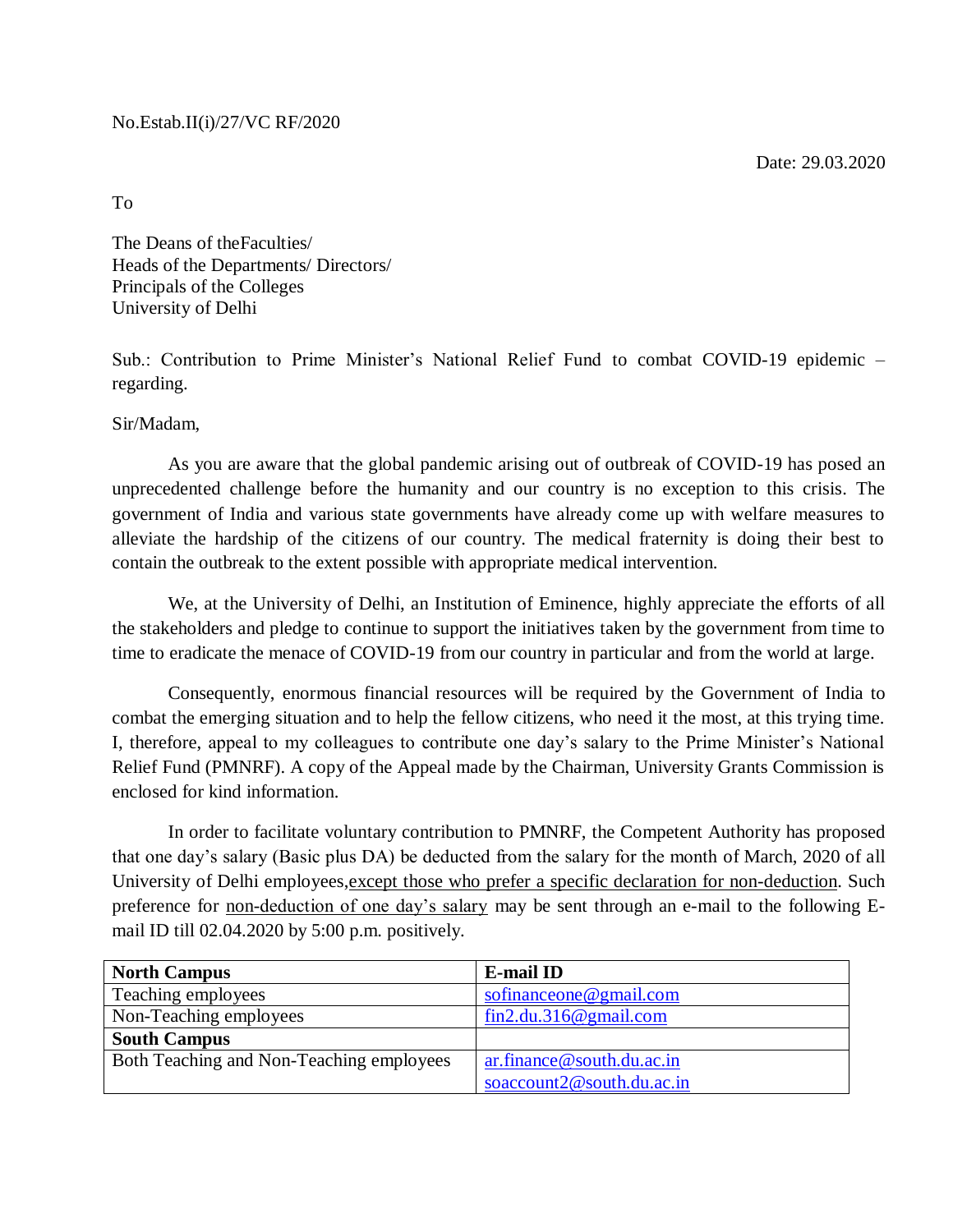No.Estab.II(i)/27/VC RF/2020

Date: 29.03.2020

To

The Deans of theFaculties/
Heads of the Departments/ Directors/
Principals of the Colleges
University of Delhi

Sub.: Contribution to Prime Minister's National Relief Fund to combat COVID-19 epidemic – regarding.

Sir/Madam,

As you are aware that the global pandemic arising out of outbreak of COVID-19 has posed an unprecedented challenge before the humanity and our country is no exception to this crisis. The government of India and various state governments have already come up with welfare measures to alleviate the hardship of the citizens of our country. The medical fraternity is doing their best to contain the outbreak to the extent possible with appropriate medical intervention.

We, at the University of Delhi, an Institution of Eminence, highly appreciate the efforts of all the stakeholders and pledge to continue to support the initiatives taken by the government from time to time to eradicate the menace of COVID-19 from our country in particular and from the world at large.

Consequently, enormous financial resources will be required by the Government of India to combat the emerging situation and to help the fellow citizens, who need it the most, at this trying time. I, therefore, appeal to my colleagues to contribute one day's salary to the Prime Minister's National Relief Fund (PMNRF). A copy of the Appeal made by the Chairman, University Grants Commission is enclosed for kind information.

In order to facilitate voluntary contribution to PMNRF, the Competent Authority has proposed that one day's salary (Basic plus DA) be deducted from the salary for the month of March, 2020 of all University of Delhi employees,except those who prefer a specific declaration for non-deduction. Such preference for non-deduction of one day's salary may be sent through an e-mail to the following E-mail ID till 02.04.2020 by 5:00 p.m. positively.

| **North Campus** | **E-mail ID** |
| --- | --- |
| Teaching employees | sofinanceone@gmail.com |
| Non-Teaching employees | fin2.du.316@gmail.com |
| **South Campus** | |
| Both Teaching and Non-Teaching employees | ar.finance@south.du.ac.in<br>soaccount2@south.du.ac.in |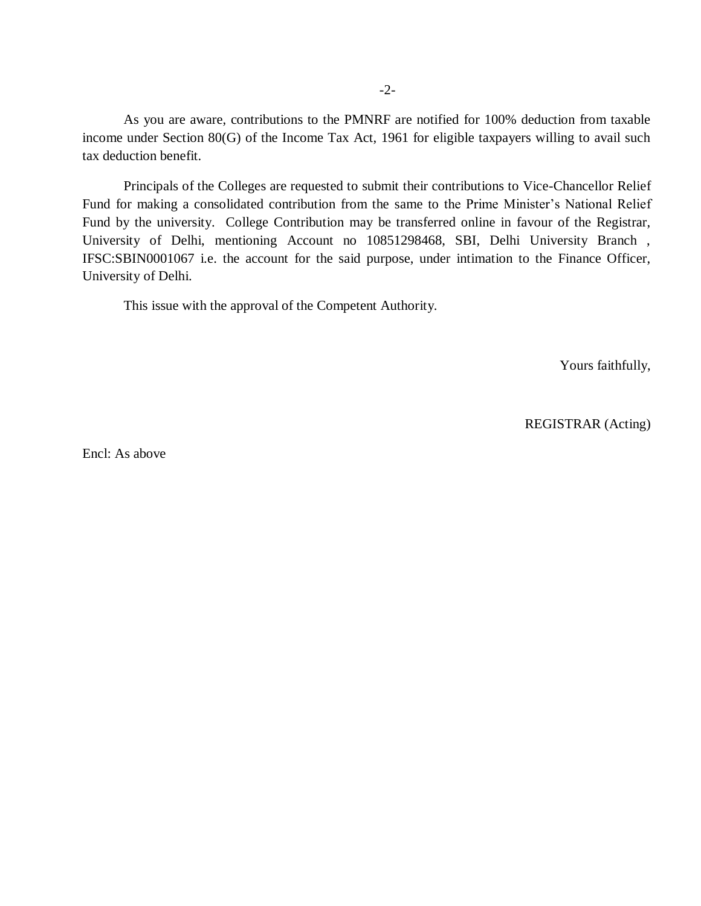As you are aware, contributions to the PMNRF are notified for 100% deduction from taxable income under Section 80(G) of the Income Tax Act, 1961 for eligible taxpayers willing to avail such tax deduction benefit.

Principals of the Colleges are requested to submit their contributions to Vice-Chancellor Relief Fund for making a consolidated contribution from the same to the Prime Minister's National Relief Fund by the university. College Contribution may be transferred online in favour of the Registrar, University of Delhi, mentioning Account no 10851298468, SBI, Delhi University Branch , IFSC:SBIN0001067 i.e. the account for the said purpose, under intimation to the Finance Officer, University of Delhi.

This issue with the approval of the Competent Authority.

Yours faithfully,

REGISTRAR (Acting)

Encl: As above